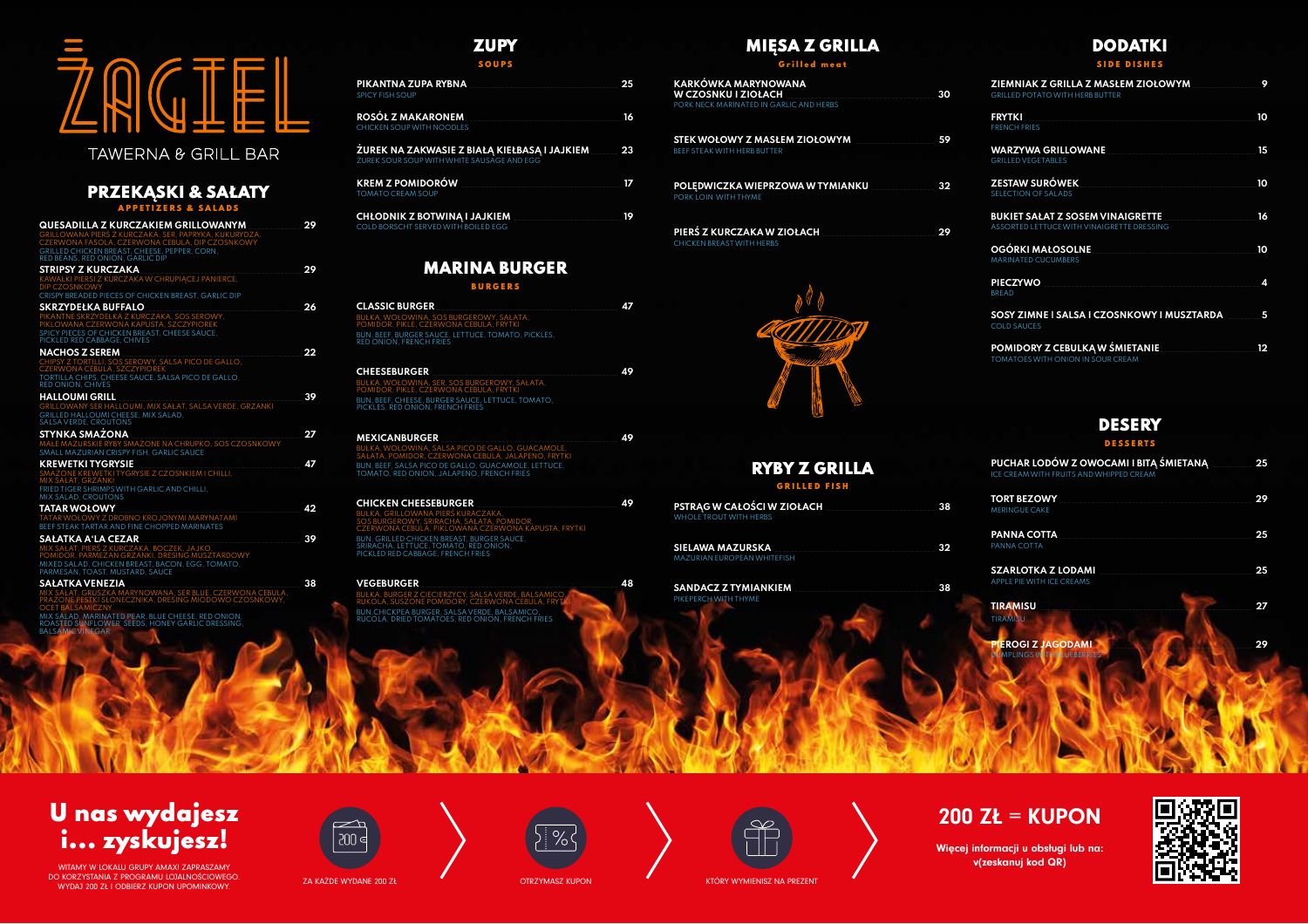# ŻAGIEL

TAWERNA & GRILL BAR

## PRZEKĄSKI & SAŁATY

### APPETIZERS & SALADS

**QUESADILLA Z KURCZAKIEM GRILLOWANYM** — 29
GRILLOWANA PIERŚ Z KURCZAKA, SER, PAPRYKA, KUKURYDZA, CZERWONA FASOLA, CZERWONA CEBULA, DIP CZOSNKOWY
GRILLED CHICKEN BREAST, CHEESE, PEPPER, CORN, RED BEANS, RED ONION, GARLIC DIP

**STRIPSY Z KURCZAKA** — 29
KAWAŁKI PIERSI Z KURCZAKA W CHRUPIĄCEJ PANIERCE, DIP CZOSNKOWY
CRISPY BREADED PIECES OF CHICKEN BREAST, GARLIC DIP

**SKRZYDEŁKA BUFFALO** — 26
PIKANTNE SKRZYDEŁKA Z KURCZAKA, SOS SEROWY, PIKLOWANA CZERWONA KAPUSTA, SZCZYPIOREK
SPICY PIECES OF CHICKEN BREAST, CHEESE SAUCE, PICKLED RED CABBAGE, CHIVES

**NACHOS Z SEREM** — 22
CHIPSY Z TORTILLI, SOS SEROWY, SALSA PICO DE GALLO, CZERWONA CEBULA, SZCZYPIOREK
TORTILLA CHIPS, CHEESE SAUCE, SALSA PICO DE GALLO, RED ONION, CHIVES

**HALLOUMI GRILL** — 39
GRILLOWANY SER HALLOUMI, MIX SAŁAT, SALSA VERDE, GRZANKI
GRILLED HALLOUMI CHEESE, MIX SALAD, SALSA VERDE, CROUTONS

**STYNKA SMAŻONA** — 27
MAŁE MAZURSKIE RYBY SMAŻONE NA CHRUPKO, SOS CZOSNKOWY
SMALL MAZURIAN CRISPY FISH, GARLIC SAUCE

**KREWETKI TYGRYSIE** — 47
SMAŻONE KREWETKI TYGRYSIE Z CZOSNKIEM I CHILLI, MIX SAŁAT, GRZANKI
FRIED TIGER SHRIMPS WITH GARLIC AND CHILLI, MIX SALAD, CROUTONS

**TATAR WOŁOWY** — 42
TATAR WOŁOWY Z DROBNO KROJONYMI MARYNATAMI
BEEF STEAK TARTAR AND FINE CHOPPED MARINATES

**SAŁATKA A'LA CEZAR** — 39
MIX SAŁAT, PIERŚ Z KURCZAKA, BOCZEK, JAJKO, POMIDOR, PARMEZAN GRZANKI, DRESING MUSZTARDOWY
MIXED SALAD, CHICKEN BREAST, BACON, EGG, TOMATO, PARMESAN, TOAST, MUSTARD, SAUCE

**SAŁATKA VENEZIA** — 38
MIX SAŁAT, GRUSZKA MARYNOWANA, SER BLUE, CZERWONA CEBULA, PRAŻONE PESTKI SŁONECZNIKA, DRESING MIODOWO CZOSNKOWY, OCET BALSAMICZNY
MIX SALAD, MARINATED PEAR, BLUE CHEESE, RED ONION, ROASTED SUNFLOWER SEEDS, HONEY GARLIC DRESSING, BALSAMIC VINEGAR

## ZUPY

### SOUPS

**PIKANTNA ZUPA RYBNA** — 25
SPICY FISH SOUP

**ROSÓŁ Z MAKARONEM** — 16
CHICKEN SOUP WITH NOODLES

**ŻUREK NA ZAKWASIE Z BIAŁĄ KIEŁBASĄ I JAJKIEM** — 23
ZUREK SOUR SOUP WITH WHITE SAUSAGE AND EGG

**KREM Z POMIDORÓW** — 17
TOMATO CREAM SOUP

**CHŁODNIK Z BOTWINĄ I JAJKIEM** — 19
COLD BORSCHT SERVED WITH BOILED EGG

## MARINA BURGER

### BURGERS

**CLASSIC BURGER** — 47
BUŁKA, WOŁOWINA, SOS BURGEROWY, SAŁATA, POMIDOR, PIKLE, CZERWONA CEBULA, FRYTKI
BUN, BEEF, BURGER SAUCE, LETTUCE, TOMATO, PICKLES, RED ONION, FRENCH FRIES

**CHEESEBURGER** — 49
BUŁKA, WOŁOWINA, SER, SOS BURGEROWY, SAŁATA, POMIDOR, PIKLE, CZERWONA CEBULA, FRYTKI
BUN, BEEF, CHEESE, BURGER SAUCE, LETTUCE, TOMATO, PICKLES, RED ONION, FRENCH FRIES

**MEXICANBURGER** — 49
BUŁKA, WOŁOWINA, SALSA PICO DE GALLO, GUACAMOLE, SAŁATA, POMIDOR, CZERWONA CEBULA, JALAPENO, FRYTKI
BUN, BEEF, SALSA PICO DE GALLO, GUACAMOLE, LETTUCE, TOMATO, RED ONION, JALAPENO, FRENCH FRIES

**CHICKEN CHEESEBURGER** — 49
BUŁKA, GRILLOWANA PIERŚ KURACZAKA, SOS BURGEROWY, SRIRACHA, SAŁATA, POMIDOR, CZERWONA CEBULA, PIKLOWANA CZERWONA KAPUSTA, FRYTKI
BUN, GRILLED CHICKEN BREAST, BURGER SAUCE, SRIRACHA, LETTUCE, TOMATO, RED ONION, PICKLED RED CABBAGE, FRENCH FRIES

**VEGEBURGER** — 48
BUŁKA, BURGER Z CIECIERZYCY, SALSA VERDE, BALSAMICO, RUKOLA, SUSZONE POMIDORY, CZERWONA CEBULA, FRYTKI
BUN CHICKPEA BURGER, SALSA VERDE, BALSAMICO, RUCOLA, DRIED TOMATOES, RED ONION, FRENCH FRIES

## MIĘSA Z GRILLA

### Grilled meat

**KARKÓWKA MARYNOWANA W CZOSNKU I ZIOŁACH** — 30
PORK NECK MARINATED IN GARLIC AND HERBS

**STEK WOŁOWY Z MASŁEM ZIOŁOWYM** — 59
BEEF STEAK WITH HERB BUTTER

**POLĘDWICZKA WIEPRZOWA W TYMIANKU** — 32
PORK LOIN WITH THYME

**PIERŚ Z KURCZAKA W ZIOŁACH** — 29
CHICKEN BREAST WITH HERBS

## RYBY Z GRILLA

### GRILLED FISH

**PSTRĄG W CAŁOŚCI W ZIOŁACH** — 38
WHOLE TROUT WITH HERBS

**SIELAWA MAZURSKA** — 32
MAZURIAN EUROPEAN WHITEFISH

**SANDACZ Z TYMIANKIEM** — 38
PIKEPERCH WITH THYME

## DODATKI

### SIDE DISHES

**ZIEMNIAK Z GRILLA Z MASŁEM ZIOŁOWYM** — 9
GRILLED POTATO WITH HERB BUTTER

**FRYTKI** — 10
FRENCH FRIES

**WARZYWA GRILLOWANE** — 15
GRILLED VEGETABLES

**ZESTAW SURÓWEK** — 10
SELECTION OF SALADS

**BUKIET SAŁAT Z SOSEM VINAIGRETTE** — 16
ASSORTED LETTUCE WITH VINAIGRETTE DRESSING

**OGÓRKI MAŁOSOLNE** — 10
MARINATED CUCUMBERS

**PIECZYWO** — 4
BREAD

**SOSY ZIMNE I SALSA I CZOSNKOWY I MUSZTARDA** — 5
COLD SAUCES

**POMIDORY Z CEBULKĄ W ŚMIETANIE** — 12
TOMATOES WITH ONION IN SOUR CREAM

## DESERY

### DESSERTS

**PUCHAR LODÓW Z OWOCAMI I BITĄ ŚMIETANĄ** — 25
ICE CREAM WITH FRUITS AND WHIPPED CREAM

**TORT BEZOWY** — 29
MERINGUE CAKE

**PANNA COTTA** — 25
PANNA COTTA

**SZARLOTKA Z LODAMI** — 25
APPLE PIE WITH ICE CREAMS

**TIRAMISU** — 27
TIRAMISU

**PIEROGI Z JAGODAMI** — 29
DUMPLINGS WITH BLUEBERRIES

## U nas wydajesz i... zyskujesz!

WITAMY W LOKALU GRUPY AMAXI ZAPRASZAMY DO KORZYSTANIA Z PROGRAMU LOJALNOŚCIOWEGO. WYDAJ 200 ZŁ I ODBIERZ KUPON UPOMINKOWY.

ZA KAŻDE WYDANE 200 ZŁ → OTRZYMASZ KUPON → KTÓRY WYMIENISZ NA PREZENT

## 200 ZŁ = KUPON

Więcej informacji u obsługi lub na: v(zeskanuj kod QR)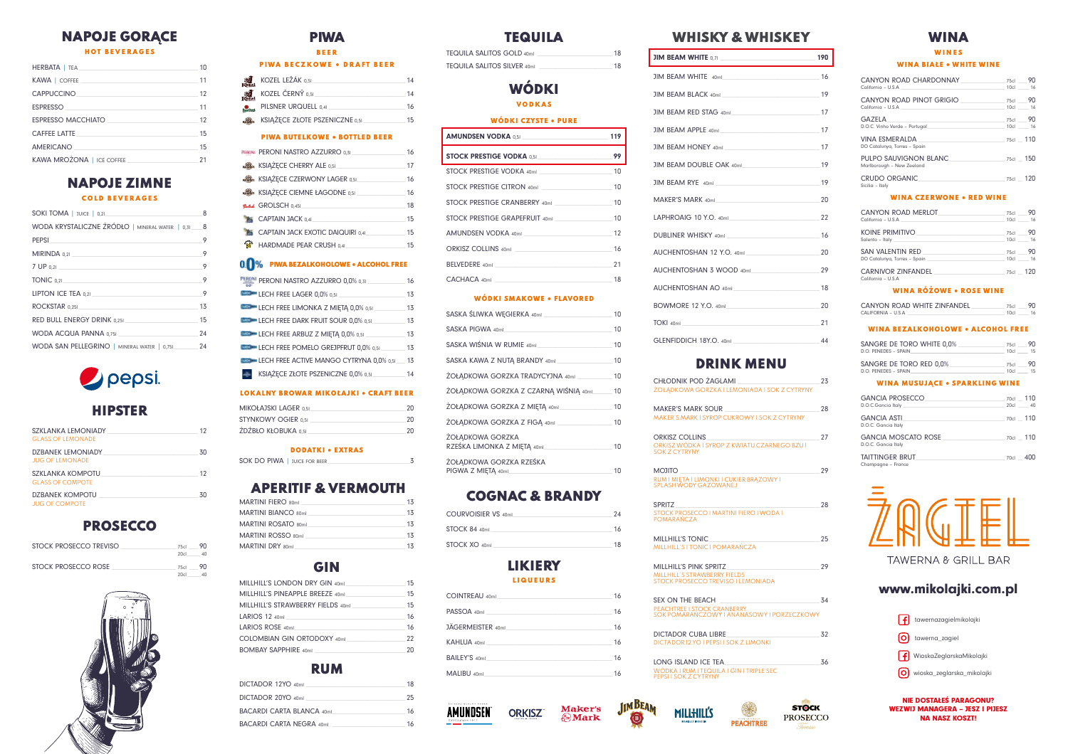# NAPOJE GORĄCE

## HOT BEVERAGES

| | |
|---|---|
| HERBATA \| TEA | 10 |
| KAWA \| COFFEE | 11 |
| CAPPUCCINO | 12 |
| ESPRESSO | 11 |
| ESPRESSO MACCHIATO | 12 |
| CAFFEE LATTE | 15 |
| AMERICANO | 15 |
| KAWA MROŻONA \| ICE COFFEE | 21 |

# NAPOJE ZIMNE

## COLD BEVERAGES

| | |
|---|---|
| SOKI TOMA \| JUICE \| 0,2l | 8 |
| WODA KRYSTALICZNE ŹRÓDŁO \| MINERAL WATER \| 0,3l | 8 |
| PEPSI | 9 |
| MIRINDA 0,2l | 9 |
| 7 UP 0,2l | 9 |
| TONIC 0,2l | 9 |
| LIPTON ICE TEA 0,2l | 9 |
| ROCKSTAR 0,25l | 13 |
| RED BULL ENERGY DRINK 0,25l | 15 |
| WODA ACQUA PANNA 0,75l | 24 |
| WODA SAN PELLEGRINO \| MINERAL WATER \| 0,75l | 24 |

pepsi

# HIPSTER

| | |
|---|---|
| SZKLANKA LEMONIADY<br>GLASS OF LEMONADE | 12 |
| DZBANEK LEMONIADY<br>JUG OF LEMONADE | 30 |
| SZKLANKA KOMPOTU<br>GLASS OF COMPOTE | 12 |
| DZBANEK KOMPOTU<br>JUG OF COMPOTE | 30 |

# PROSECCO

| | | |
|---|---|---|
| STOCK PROSECCO TREVISO | 75cl<br>20cl | 90<br>40 |
| STOCK PROSECCO ROSE | 75cl<br>20cl | 90<br>40 |

# PIWA

## BEER

### PIWA BECZKOWE • DRAFT BEER

| | |
|---|---|
| KOZEL LEŽÁK 0,5l | 14 |
| KOZEL ČERNÝ 0,5l | 14 |
| PILSNER URQUELL 0,4l | 16 |
| KSIĄŻĘCE ZŁOTE PSZENICZNE 0,5l | 15 |

### PIWA BUTELKOWE • BOTTLED BEER

| | |
|---|---|
| PERONI NASTRO AZZURRO 0,3l | 16 |
| KSIĄŻĘCE CHERRY ALE 0,5l | 17 |
| KSIĄŻĘCE CZERWONY LAGER 0,5l | 16 |
| KSIĄŻĘCE CIEMNE ŁAGODNE 0,5l | 16 |
| GROLSCH 0,45l | 18 |
| CAPTAIN JACK 0,4l | 15 |
| CAPTAIN JACK EXOTIC DAIQUIRI 0,4l | 15 |
| HARDMADE PEAR CRUSH 0,4l | 15 |

### 0,0% PIWA BEZALKOHOLOWE • ALCOHOL FREE

| | |
|---|---|
| PERONI NASTRO AZZURRO 0,0% 0,3l | 16 |
| LECH FREE LAGER 0,0% 0,5l | 13 |
| LECH FREE LIMONKA Z MIĘTĄ 0,0% 0,5l | 13 |
| LECH FREE DARK FRUIT SOUR 0,0% 0,5l | 13 |
| LECH FREE ARBUZ Z MIĘTĄ 0,0% 0,5l | 13 |
| LECH FREE POMELO GREJPFRUT 0,0% 0,5l | 13 |
| LECH FREE ACTIVE MANGO CYTRYNA 0,0% 0,5l | 13 |
| KSIĄŻĘCE ZŁOTE PSZENICZNE 0,0% 0,5l | 14 |

### LOKALNY BROWAR MIKOŁAJKI • CRAFT BEER

| | |
|---|---|
| MIKOŁAJSKI LAGER 0,5l | 20 |
| STYNKOWY OGIER 0,5l | 20 |
| ŻDŹBŁO KŁOBUKA 0,5l | 20 |

### DODATKI • EXTRAS

| | |
|---|---|
| SOK DO PIWA \| JUICE FOR BEER | 3 |

# APERITIF & VERMOUTH

| | |
|---|---|
| MARTINI FIERO 80ml | 13 |
| MARTINI BIANCO 80ml | 13 |
| MARTINI ROSATO 80ml | 13 |
| MARTINI ROSSO 80ml | 13 |
| MARTINI DRY 80ml | 13 |

# GIN

| | |
|---|---|
| MILLHILL'S LONDON DRY GIN 40ml | 15 |
| MILLHILL'S PINEAPPLE BREEZE 40ml | 15 |
| MILLHILL'S STRAWBERRY FIELDS 40ml | 15 |
| LARIOS 12 40ml | 16 |
| LARIOS ROSE 40ml | 16 |
| COLOMBIAN GIN ORTODOXY 40ml | 22 |
| BOMBAY SAPPHIRE 40ml | 20 |

# RUM

| | |
|---|---|
| DICTADOR 12YO 40ml | 18 |
| DICTADOR 20YO 40ml | 25 |
| BACARDI CARTA BLANCA 40ml | 16 |
| BACARDI CARTA NEGRA 40ml | 16 |

# TEQUILA

| | |
|---|---|
| TEQUILA SALITOS GOLD 40ml | 18 |
| TEQUILA SALITOS SILVER 40ml | 18 |

# WÓDKI

## VODKAS

### WÓDKI CZYSTE • PURE

| | |
|---|---|
| **AMUNDSEN VODKA 0,5l** | **119** |
| **STOCK PRESTIGE VODKA 0,5l** | **99** |
| STOCK PRESTIGE VODKA 40ml | 10 |
| STOCK PRESTIGE CITRON 40ml | 10 |
| STOCK PRESTIGE CRANBERRY 40ml | 10 |
| STOCK PRESTIGE GRAPEFRUIT 40ml | 10 |
| AMUNDSEN VODKA 40ml | 12 |
| ORKISZ COLLINS 40ml | 16 |
| BELVEDERE 40ml | 21 |
| CACHACA 40ml | 18 |

### WÓDKI SMAKOWE • FLAVORED

| | |
|---|---|
| SASKA ŚLIWKA WĘGIERKA 40ml | 10 |
| SASKA PIGWA 40ml | 10 |
| SASKA WIŚNIA W RUMIE 40ml | 10 |
| SASKA KAWA Z NUTĄ BRANDY 40ml | 10 |
| ŻOŁĄDKOWA GORZKA TRADYCYJNA 40ml | 10 |
| ŻOŁĄDKOWA GORZKA Z CZARNĄ WIŚNIĄ 40ml | 10 |
| ŻOŁĄDKOWA GORZKA Z MIĘTĄ 40ml | 10 |
| ŻOŁĄDKOWA GORZKA Z FIGĄ 40ml | 10 |
| ŻOŁĄDKOWA GORZKA RZEŚKA LIMONKA Z MIĘTĄ 40ml | 10 |
| ŻOŁĄDKOWA GORZKA RZEŚKA PIGWA Z MIĘTĄ 40ml | 10 |

# COGNAC & BRANDY

| | |
|---|---|
| COURVOISIER VS 40ml | 24 |
| STOCK 84 40ml | 16 |
| STOCK XO 40ml | 18 |

# LIKIERY

## LIQUEURS

| | |
|---|---|
| COINTREAU 40ml | 16 |
| PASSOA 40ml | 16 |
| JÄGERMEISTER 40ml | 16 |
| KAHLUA 40ml | 16 |
| BAILEY'S 40ml | 16 |
| MALIBU 40ml | 16 |

# WHISKY & WHISKEY

| | |
|---|---|
| **JIM BEAM WHITE 0,7l** | **190** |
| JIM BEAM WHITE 40ml | 16 |
| JIM BEAM BLACK 40ml | 19 |
| JIM BEAM RED STAG 40ml | 17 |
| JIM BEAM APPLE 40ml | 17 |
| JIM BEAM HONEY 40ml | 17 |
| JIM BEAM DOUBLE OAK 40ml | 19 |
| JIM BEAM RYE 40ml | 19 |
| MAKER'S MARK 40ml | 20 |
| LAPHROAIG 10 Y.O. 40ml | 22 |
| DUBLINER WHISKY 40ml | 16 |
| AUCHENTOSHAN 12 Y.O. 40ml | 20 |
| AUCHENTOSHAN 3 WOOD 40ml | 29 |
| AUCHENTOSHAN AO 40ml | 18 |
| BOWMORE 12 Y.O. 40ml | 20 |
| TOKI 40ml | 21 |
| GLENFIDDICH 18Y.O. 40ml | 44 |

# DRINK MENU

| | |
|---|---|
| CHŁODNIK POD ŻAGLAMI<br>ŻOŁĄDKOWA GORZKA \| LEMONIADA \| SOK Z CYTRYNY | 23 |
| MAKER'S MARK SOUR<br>MAKER'S MARK \| SYROP CUKROWY \| SOK Z CYTRYNY | 28 |
| ORKISZ COLLINS<br>ORKISZ WÓDKA \| SYROP Z KWIATU CZARNEGO BZU \| SOK Z CYTRYNY | 27 |
| MOJITO<br>RUM \| MIĘTA \| LIMONKI \| CUKIER BRĄZOWY \| SPLASH WODY GAZOWANEJ | 29 |
| SPRITZ<br>STOCK PROSECCO \| MARTINI FIERO \| WODA \| POMARAŃCZA | 28 |
| MILLHILL'S TONIC<br>MILLHILL'S \| TONIC \| POMARAŃCZA | 25 |
| MILLHILL'S PINK SPRITZ<br>MILLHILL'S STRAWBERRY FIELDS<br>STOCK PROSECCO TREVISO \| LEMONIADA | 29 |
| SEX ON THE BEACH<br>PEACHTREE \| STOCK CRANBERRY<br>SOK POMARAŃCZOWY \| ANANASOWY \| PORZECZKOWY | 34 |
| DICTADOR CUBA LIBRE<br>DICTADOR 12 YO \| PEPSI \| SOK Z LIMONKI | 32 |
| LONG ISLAND ICE TEA<br>WÓDKA \| RUM \| TEQUILA \| GIN \| TRIPLE SEC<br>PEPSI \| SOK Z CYTRYNY | 36 |

# WINA

## WINES

### WINA BIAŁE • WHITE WINE

| | | |
|---|---|---|
| CANYON ROAD CHARDONNAY<br>California – U.S.A | 75cl<br>10cl | 90<br>16 |
| CANYON ROAD PINOT GRIGIO<br>California – U.S.A | 75cl<br>10cl | 90<br>16 |
| GAZELA<br>D.O.C. Vinho Verde – Portugal | 75cl<br>10cl | 90<br>16 |
| VINA ESMERALDA<br>DO Catalunya, Torres – Spain | 75cl | 110 |
| PULPO SAUVIGNON BLANC<br>Marlborough – New Zeeland | 75cl | 150 |
| CRUDO ORGANIC<br>Sicilia – Italy | 75cl | 120 |

### WINA CZERWONE • RED WINE

| | | |
|---|---|---|
| CANYON ROAD MERLOT<br>California – U.S.A | 75cl<br>10cl | 90<br>16 |
| KOINE PRIMITIVO<br>Salento – Italy | 75cl<br>10cl | 90<br>16 |
| SAN VALENTIN RED<br>DO Catalunya, Torres – Spain | 75cl<br>10cl | 90<br>16 |
| CARNIVOR ZINFANDEL<br>California – U.S.A | 75cl | 120 |

### WINA RÓŻOWE • ROSE WINE

| | | |
|---|---|---|
| CANYON ROAD WHITE ZINFANDEL<br>CALIFORNIA – U.S.A | 75cl<br>10cl | 90<br>16 |

### WINA BEZALKOHOLOWE • ALCOHOL FREE

| | | |
|---|---|---|
| SANGRE DE TORO WHITE 0,0%<br>D.O. PENEDES – SPAIN | 75cl<br>10cl | 90<br>15 |
| SANGRE DE TORO RED 0,0%<br>D.O. PENEDES – SPAIN | 75cl<br>10cl | 90<br>15 |

### WINA MUSUJĄCE • SPARKLING WINE

| | | |
|---|---|---|
| GANCIA PROSECCO<br>D.O.C Gancia Italy | 70cl<br>20cl | 110<br>40 |
| GANCIA ASTI<br>D.O.C. Gancia Italy | 70cl | 110 |
| GANCIA MOSCATO ROSE<br>D.O.C. Gancia Italy | 70cl | 110 |
| TAITTINGER BRUT<br>Champagne – France | 70cl | 400 |

ŻAGIEL
TAWERNA & GRILL BAR

**www.mikolajki.com.pl**

- tawernazagielmikolajki
- tawerna_zagiel
- WioskaZeglarskaMikolajki
- wioska_zeglarska_mikolajki

**NIE DOSTAŁEŚ PARAGONU? WEZWIJ MANAGERA – JESZ I PIJESZ NA NASZ KOSZT!**

AMUNDSEN · ORKISZ · Maker's Mark · JIM BEAM · MILLHILL'S · PEACHTREE · STOCK PROSECCO